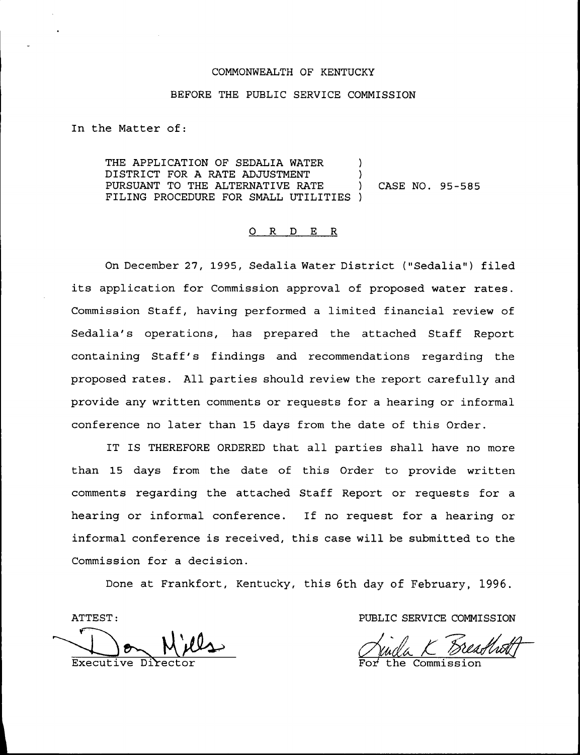COMMONWEALTH OF KENTUCKY

BEFORE THE PUBLIC SERVICE COMMISSION

In the Matter of:

THE APPLICATION OF SEDALIA WATER DISTRICT FOR A RATE ADJUSTMENT PURSUANT TO THE ALTERNATIVE RATE FILING PROCEDURE FOR SMALL UTILITIES ) CASE NO. 95-585

## O R D E R

On December 27, 1995, Sedalia Water District ("Sedalia") filed its application for Commission approval of proposed water rates. Commission Staff, having performed a limited financial review of Sedalia's operations, has prepared the attached Staff Report containing Staff's findings and recommendations regarding the proposed rates. All parties should review the report carefully and provide any written comments or requests for a hearing or informal conference no later than 15 days from the date of this Order.

IT IS THEREFORE ORDERED that all parties shall have no more than 15 days from the date of this Order to provide written comments regarding the attached Staff Report or requests for a hearing or informal conference. If no request for a hearing or informal conference is received, this case will be submitted to the Commission for a decision.

Done at Frankfort, Kentucky, this 6th day of February, 1996.

ATTEST:

Executive Director

PUBLIC SERVICE COMMISSION

For the Commission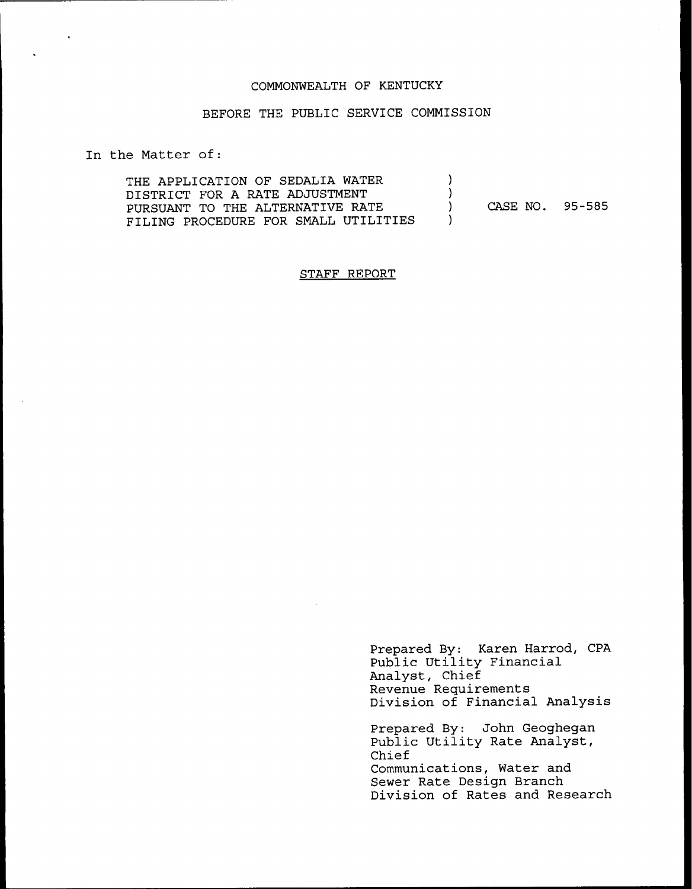COMMONWEALTH OF KENTUCKY

BEFORE THE PUBLIC SERVICE COMMISSION

In the Matter of:

| | | |
|---|---|---|
| THE APPLICATION OF SEDALIA WATER DISTRICT FOR A RATE ADJUSTMENT PURSUANT TO THE ALTERNATIVE RATE FILING PROCEDURE FOR SMALL UTILITIES | ) | CASE NO. 95-585 |

STAFF REPORT

Prepared By: Karen Harrod, CPA
Public Utility Financial Analyst, Chief
Revenue Requirements
Division of Financial Analysis

Prepared By: John Geoghegan
Public Utility Rate Analyst, Chief
Communications, Water and Sewer Rate Design Branch
Division of Rates and Research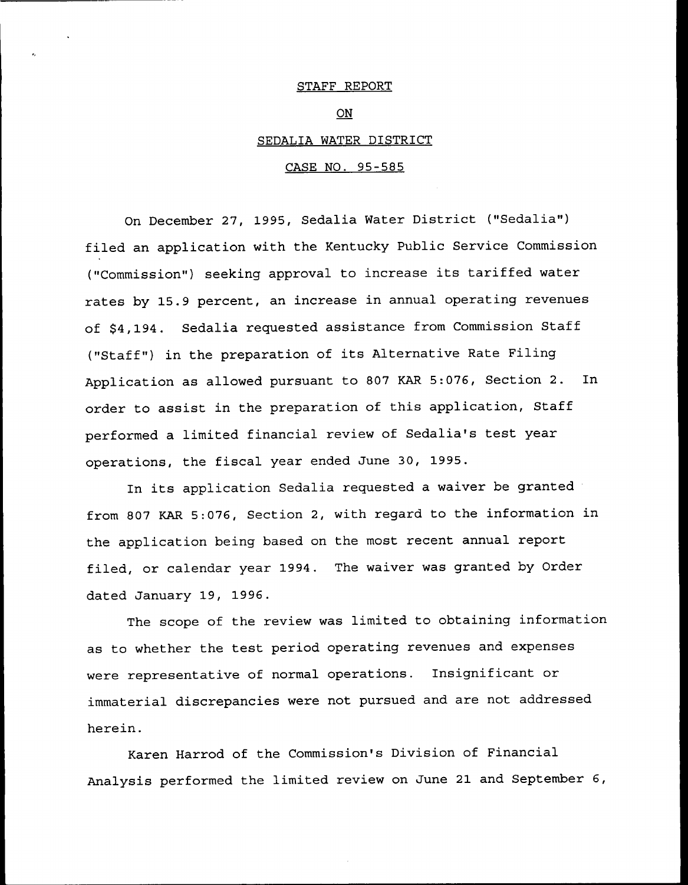STAFF REPORT

ON

SEDALIA WATER DISTRICT

CASE NO. 95-585

On December 27, 1995, Sedalia Water District ("Sedalia") filed an application with the Kentucky Public Service Commission ("Commission") seeking approval to increase its tariffed water rates by 15.9 percent, an increase in annual operating revenues of $4,194. Sedalia requested assistance from Commission Staff ("Staff") in the preparation of its Alternative Rate Filing Application as allowed pursuant to 807 KAR 5:076, Section 2. In order to assist in the preparation of this application, Staff performed a limited financial review of Sedalia's test year operations, the fiscal year ended June 30, 1995.

In its application Sedalia requested a waiver be granted from 807 KAR 5:076, Section 2, with regard to the information in the application being based on the most recent annual report filed, or calendar year 1994. The waiver was granted by Order dated January 19, 1996.

The scope of the review was limited to obtaining information as to whether the test period operating revenues and expenses were representative of normal operations. Insignificant or immaterial discrepancies were not pursued and are not addressed herein.

Karen Harrod of the Commission's Division of Financial Analysis performed the limited review on June 21 and September 6,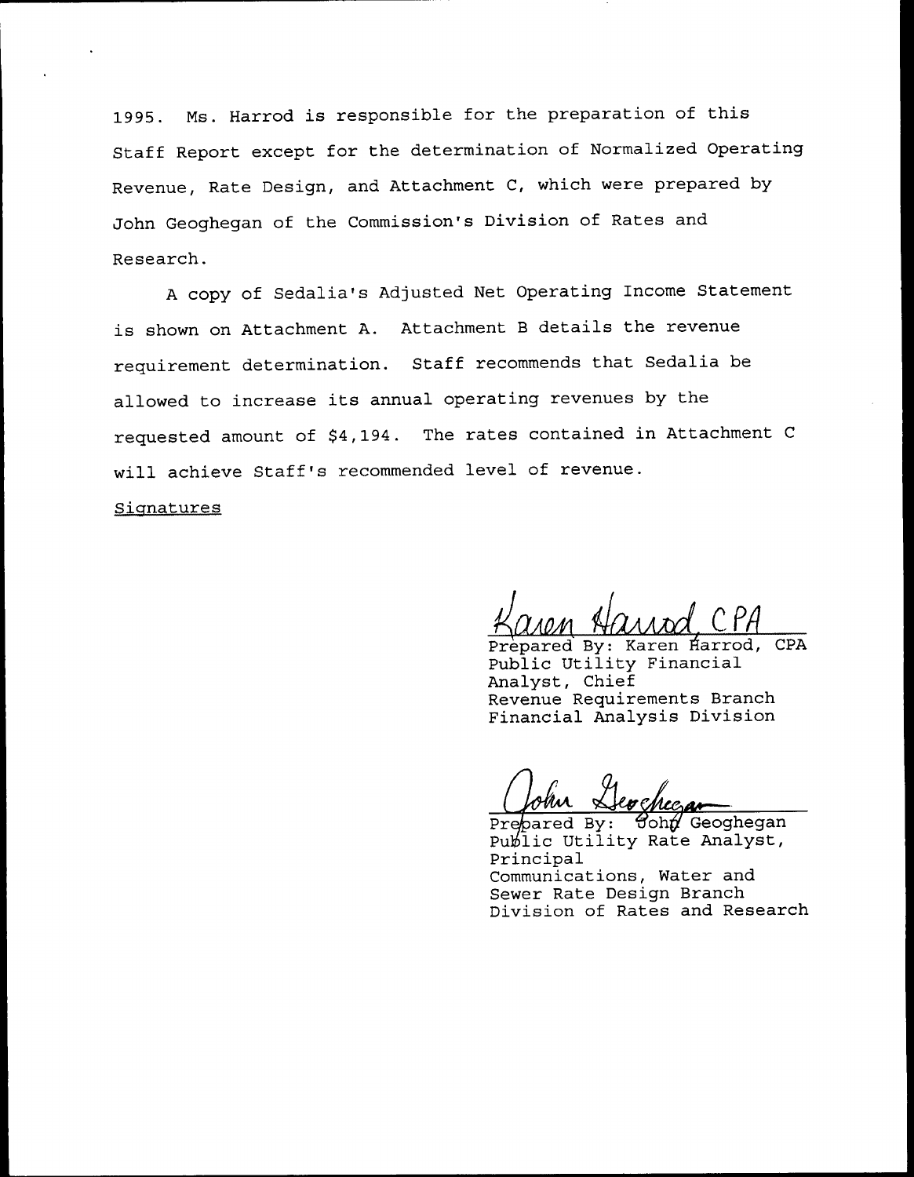1995. Ms. Harrod is responsible for the preparation of this Staff Report except for the determination of Normalized Operating Revenue, Rate Design, and Attachment C, which were prepared by John Geoghegan of the Commission's Division of Rates and Research.

A copy of Sedalia's Adjusted Net Operating Income Statement is shown on Attachment A. Attachment B details the revenue requirement determination. Staff recommends that Sedalia be allowed to increase its annual operating revenues by the requested amount of $4,194. The rates contained in Attachment C will achieve Staff's recommended level of revenue.

Signatures

Karen Harrod, CPA

Prepared By: Karen Harrod, CPA
Public Utility Financial Analyst, Chief
Revenue Requirements Branch
Financial Analysis Division

John Geoghegan

Prepared By: John Geoghegan
Public Utility Rate Analyst, Principal
Communications, Water and Sewer Rate Design Branch
Division of Rates and Research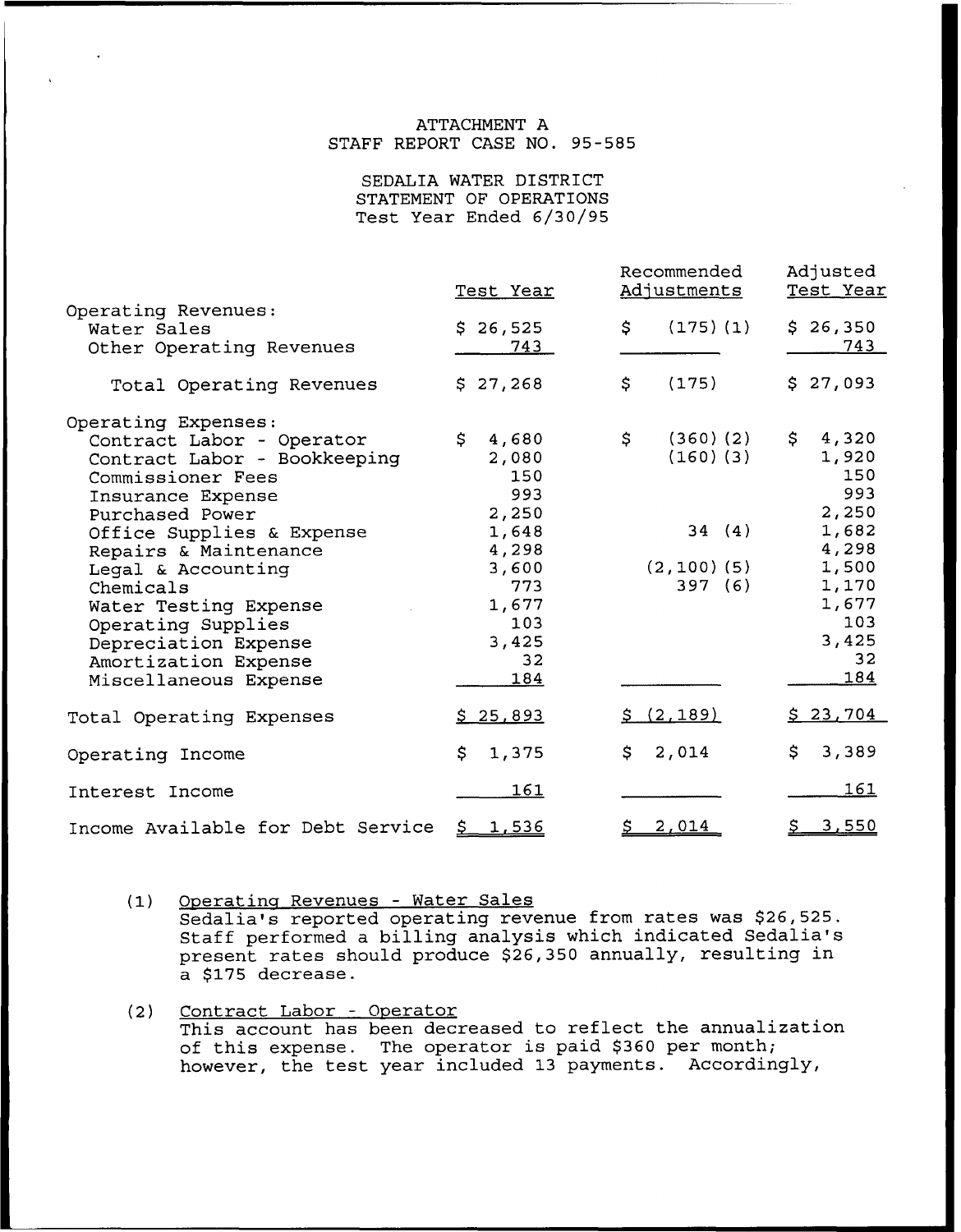ATTACHMENT A
STAFF REPORT CASE NO. 95-585

SEDALIA WATER DISTRICT
STATEMENT OF OPERATIONS
Test Year Ended 6/30/95

| | Test Year | Recommended Adjustments | Adjusted Test Year |
|---|---|---|---|
| Operating Revenues: | | | |
| Water Sales | $ 26,525 | $ (175)(1) | $ 26,350 |
| Other Operating Revenues | 743 | | 743 |
| Total Operating Revenues | $ 27,268 | $ (175) | $ 27,093 |
| Operating Expenses: | | | |
| Contract Labor - Operator | $ 4,680 | $ (360)(2) | $ 4,320 |
| Contract Labor - Bookkeeping | 2,080 | (160)(3) | 1,920 |
| Commissioner Fees | 150 | | 150 |
| Insurance Expense | 993 | | 993 |
| Purchased Power | 2,250 | | 2,250 |
| Office Supplies & Expense | 1,648 | 34 (4) | 1,682 |
| Repairs & Maintenance | 4,298 | | 4,298 |
| Legal & Accounting | 3,600 | (2,100)(5) | 1,500 |
| Chemicals | 773 | 397 (6) | 1,170 |
| Water Testing Expense | 1,677 | | 1,677 |
| Operating Supplies | 103 | | 103 |
| Depreciation Expense | 3,425 | | 3,425 |
| Amortization Expense | 32 | | 32 |
| Miscellaneous Expense | 184 | | 184 |
| Total Operating Expenses | $ 25,893 | $ (2,189) | $ 23,704 |
| Operating Income | $ 1,375 | $ 2,014 | $ 3,389 |
| Interest Income | 161 | | 161 |
| Income Available for Debt Service | $ 1,536 | $ 2,014 | $ 3,550 |

(1) Operating Revenues - Water Sales
Sedalia's reported operating revenue from rates was $26,525. Staff performed a billing analysis which indicated Sedalia's present rates should produce $26,350 annually, resulting in a $175 decrease.

(2) Contract Labor - Operator
This account has been decreased to reflect the annualization of this expense. The operator is paid $360 per month; however, the test year included 13 payments. Accordingly,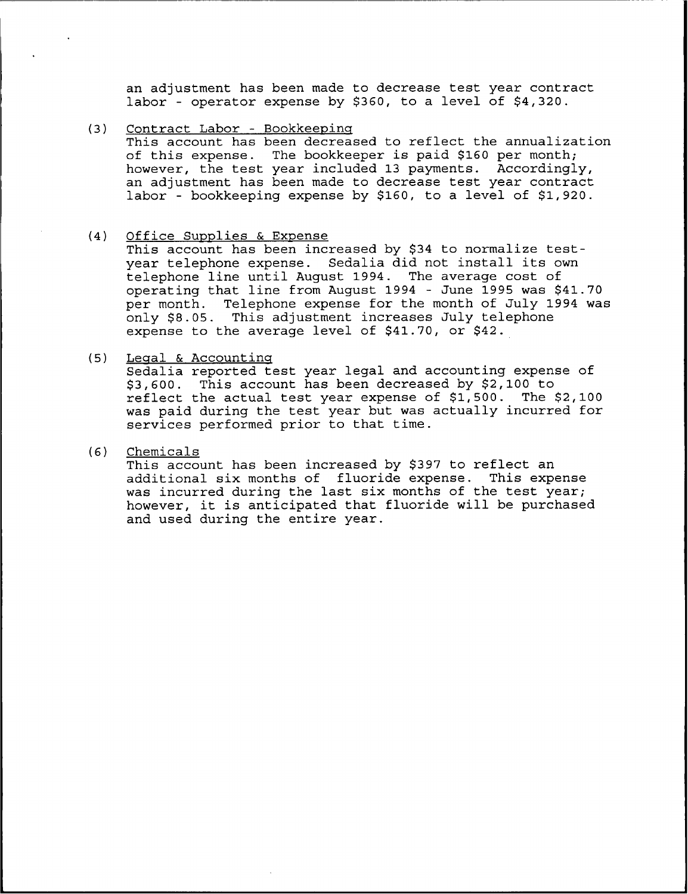an adjustment has been made to decrease test year contract labor - operator expense by $360, to a level of $4,320.

(3) Contract Labor - Bookkeeping
This account has been decreased to reflect the annualization of this expense. The bookkeeper is paid $160 per month; however, the test year included 13 payments. Accordingly, an adjustment has been made to decrease test year contract labor - bookkeeping expense by $160, to a level of $1,920.

(4) Office Supplies & Expense
This account has been increased by $34 to normalize test-year telephone expense. Sedalia did not install its own telephone line until August 1994. The average cost of operating that line from August 1994 - June 1995 was $41.70 per month. Telephone expense for the month of July 1994 was only $8.05. This adjustment increases July telephone expense to the average level of $41.70, or $42.

(5) Legal & Accounting
Sedalia reported test year legal and accounting expense of $3,600. This account has been decreased by $2,100 to reflect the actual test year expense of $1,500. The $2,100 was paid during the test year but was actually incurred for services performed prior to that time.

(6) Chemicals
This account has been increased by $397 to reflect an additional six months of fluoride expense. This expense was incurred during the last six months of the test year; however, it is anticipated that fluoride will be purchased and used during the entire year.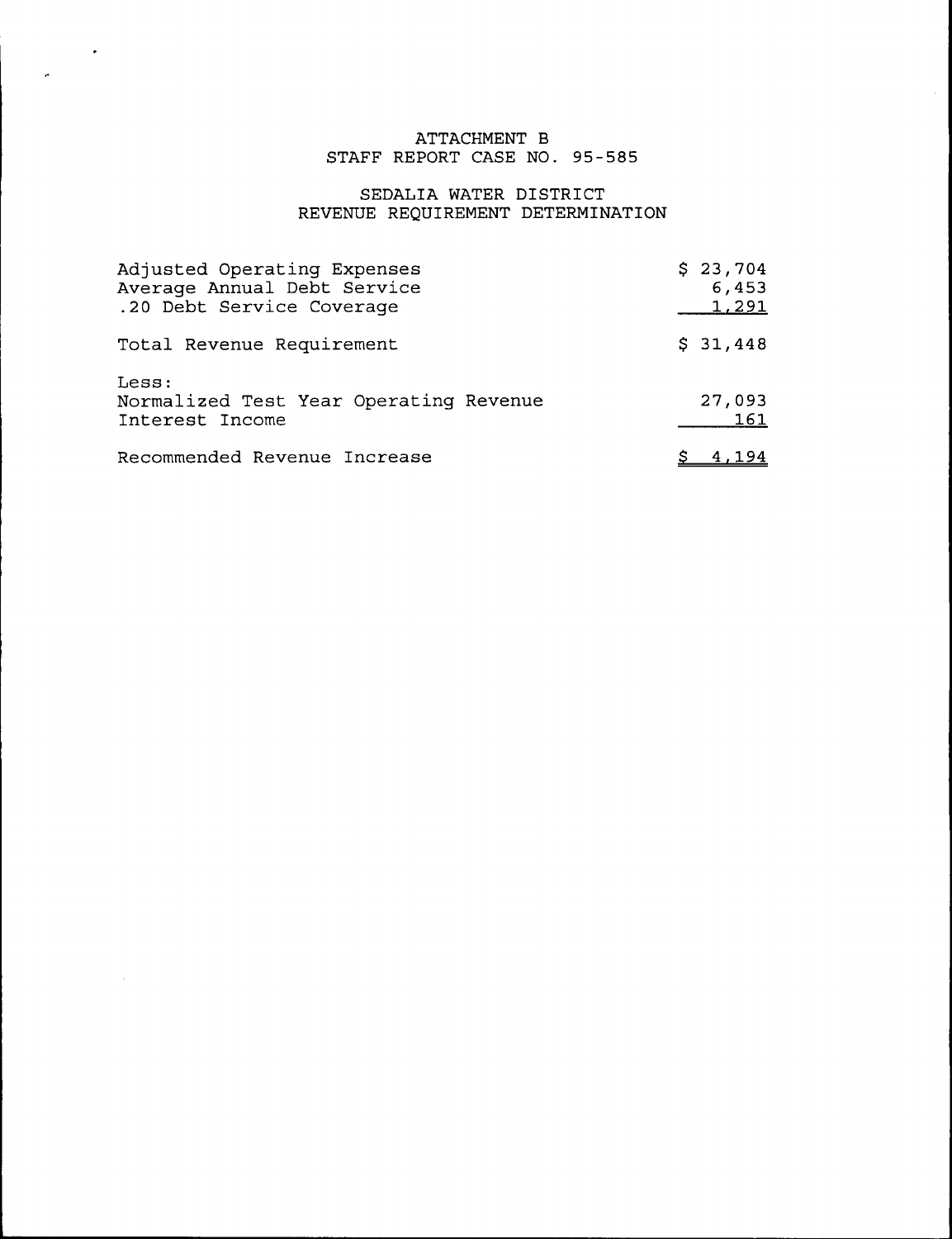ATTACHMENT B
STAFF REPORT CASE NO. 95-585

SEDALIA WATER DISTRICT
REVENUE REQUIREMENT DETERMINATION

| | |
|---|---|
| Adjusted Operating Expenses | $ 23,704 |
| Average Annual Debt Service | 6,453 |
| .20 Debt Service Coverage | 1,291 |
| Total Revenue Requirement | $ 31,448 |
| Less: | |
| Normalized Test Year Operating Revenue | 27,093 |
| Interest Income | 161 |
| Recommended Revenue Increase | $ 4,194 |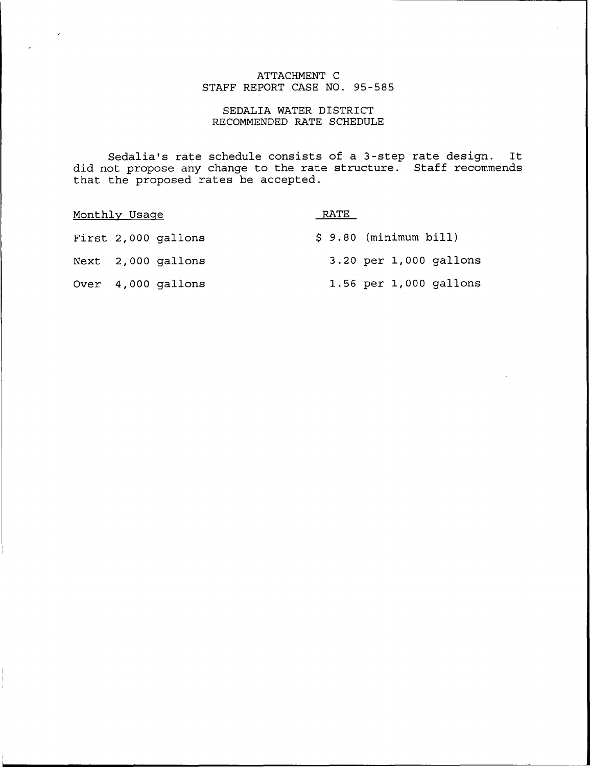# ATTACHMENT C
## STAFF REPORT CASE NO. 95-585

## SEDALIA WATER DISTRICT
## RECOMMENDED RATE SCHEDULE

Sedalia's rate schedule consists of a 3-step rate design. It did not propose any change to the rate structure. Staff recommends that the proposed rates be accepted.

| Monthly Usage | RATE |
|---|---|
| First 2,000 gallons | $ 9.80 (minimum bill) |
| Next 2,000 gallons | 3.20 per 1,000 gallons |
| Over 4,000 gallons | 1.56 per 1,000 gallons |